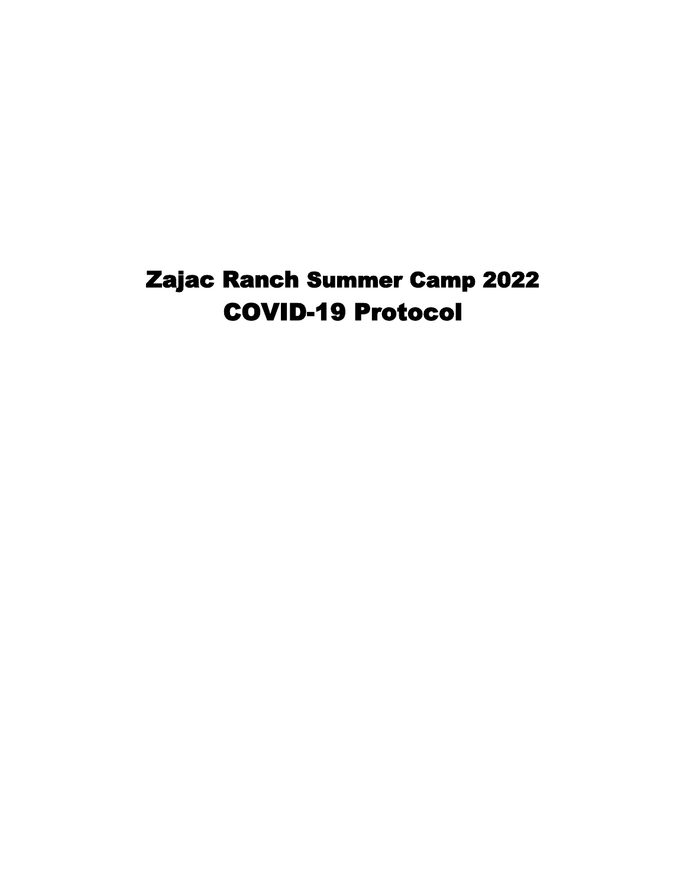# Zajac Ranch Summer Camp 2022
# COVID-19 Protocol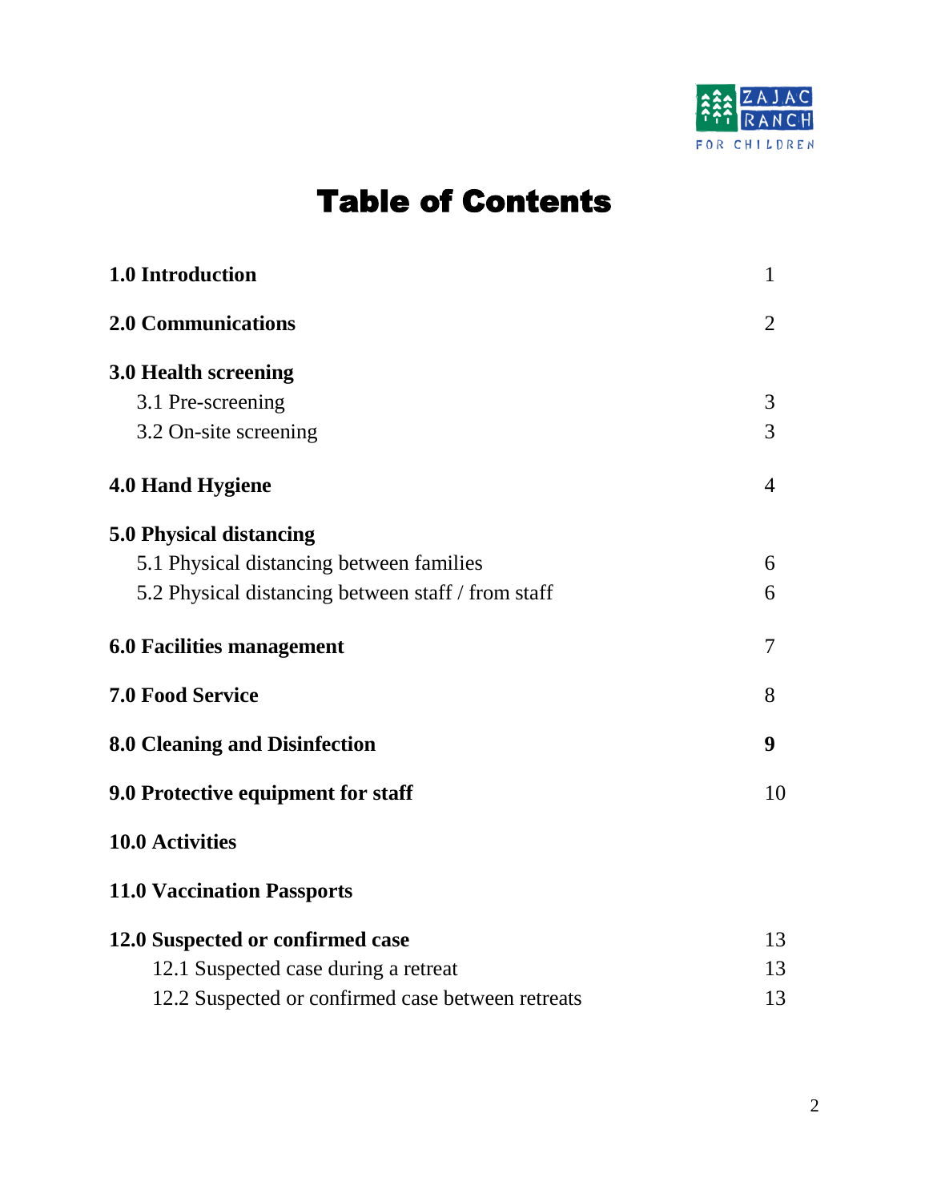# Table of Contents

| | |
|---|---|
| **1.0 Introduction** | 1 |
| **2.0 Communications** | 2 |
| **3.0 Health screening** | |
| 3.1 Pre-screening | 3 |
| 3.2 On-site screening | 3 |
| **4.0 Hand Hygiene** | 4 |
| **5.0 Physical distancing** | |
| 5.1 Physical distancing between families | 6 |
| 5.2 Physical distancing between staff / from staff | 6 |
| **6.0 Facilities management** | 7 |
| **7.0 Food Service** | 8 |
| **8.0 Cleaning and Disinfection** | **9** |
| **9.0 Protective equipment for staff** | 10 |
| **10.0 Activities** | |
| **11.0 Vaccination Passports** | |
| **12.0 Suspected or confirmed case** | 13 |
| 12.1 Suspected case during a retreat | 13 |
| 12.2 Suspected or confirmed case between retreats | 13 |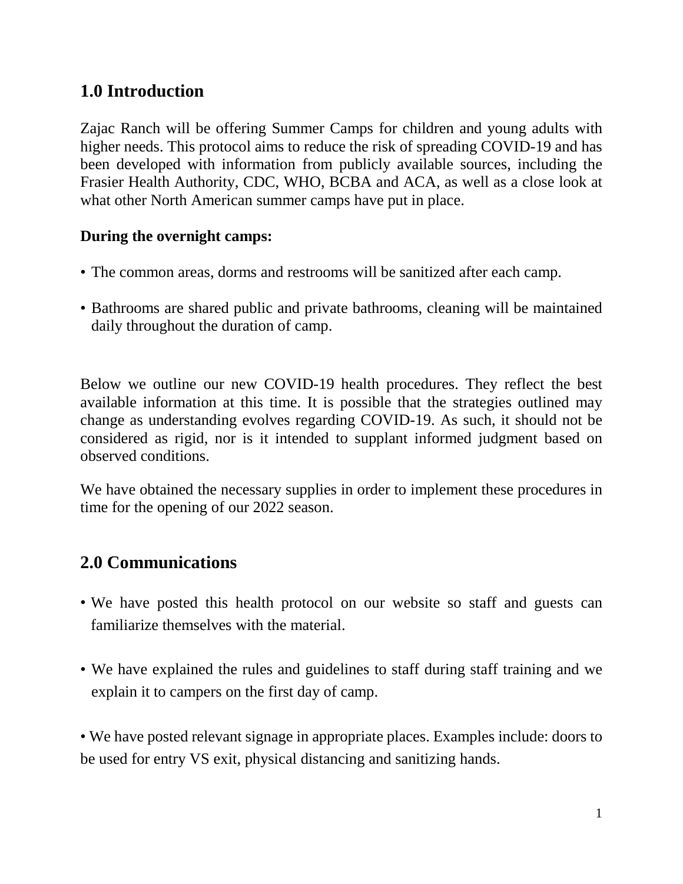## 1.0 Introduction

Zajac Ranch will be offering Summer Camps for children and young adults with higher needs. This protocol aims to reduce the risk of spreading COVID-19 and has been developed with information from publicly available sources, including the Frasier Health Authority, CDC, WHO, BCBA and ACA, as well as a close look at what other North American summer camps have put in place.

**During the overnight camps:**

- The common areas, dorms and restrooms will be sanitized after each camp.
- Bathrooms are shared public and private bathrooms, cleaning will be maintained daily throughout the duration of camp.

Below we outline our new COVID-19 health procedures. They reflect the best available information at this time. It is possible that the strategies outlined may change as understanding evolves regarding COVID-19. As such, it should not be considered as rigid, nor is it intended to supplant informed judgment based on observed conditions.

We have obtained the necessary supplies in order to implement these procedures in time for the opening of our 2022 season.

## 2.0 Communications

- We have posted this health protocol on our website so staff and guests can familiarize themselves with the material.
- We have explained the rules and guidelines to staff during staff training and we explain it to campers on the first day of camp.
- We have posted relevant signage in appropriate places. Examples include: doors to be used for entry VS exit, physical distancing and sanitizing hands.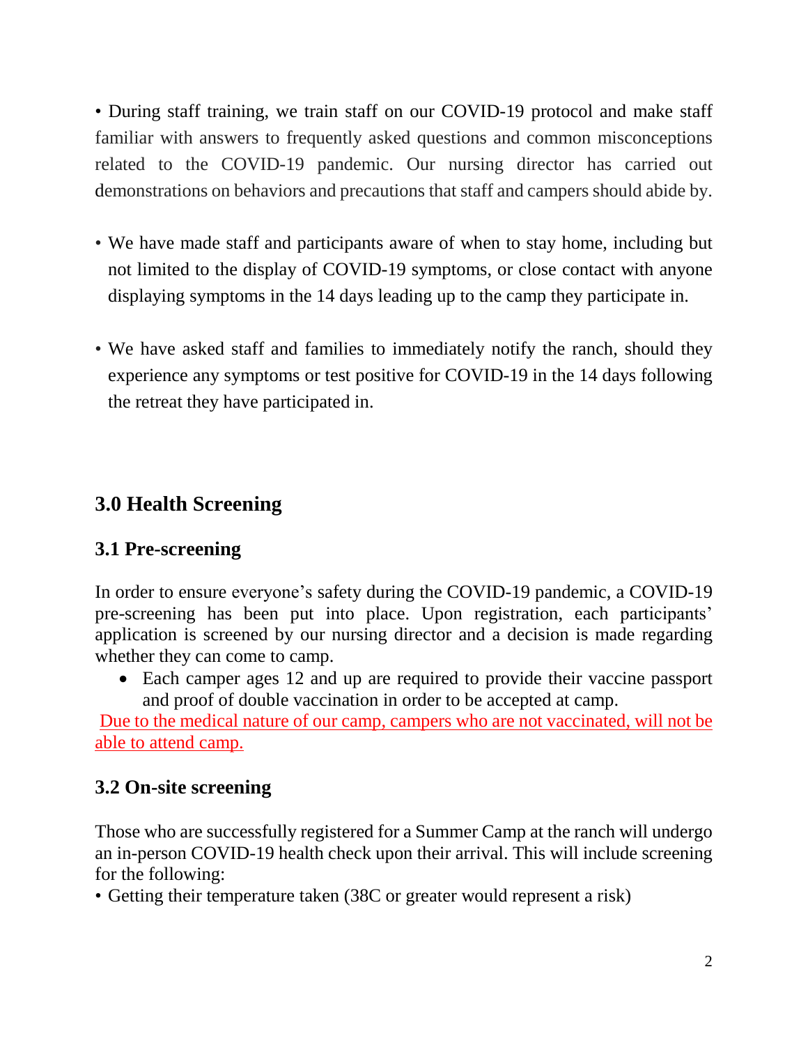- During staff training, we train staff on our COVID-19 protocol and make staff familiar with answers to frequently asked questions and common misconceptions related to the COVID-19 pandemic. Our nursing director has carried out demonstrations on behaviors and precautions that staff and campers should abide by.

- We have made staff and participants aware of when to stay home, including but not limited to the display of COVID-19 symptoms, or close contact with anyone displaying symptoms in the 14 days leading up to the camp they participate in.

- We have asked staff and families to immediately notify the ranch, should they experience any symptoms or test positive for COVID-19 in the 14 days following the retreat they have participated in.

## 3.0 Health Screening

### 3.1 Pre-screening

In order to ensure everyone's safety during the COVID-19 pandemic, a COVID-19 pre-screening has been put into place. Upon registration, each participants' application is screened by our nursing director and a decision is made regarding whether they can come to camp.

- Each camper ages 12 and up are required to provide their vaccine passport and proof of double vaccination in order to be accepted at camp.

Due to the medical nature of our camp, campers who are not vaccinated, will not be able to attend camp.

### 3.2 On-site screening

Those who are successfully registered for a Summer Camp at the ranch will undergo an in-person COVID-19 health check upon their arrival. This will include screening for the following:

- Getting their temperature taken (38C or greater would represent a risk)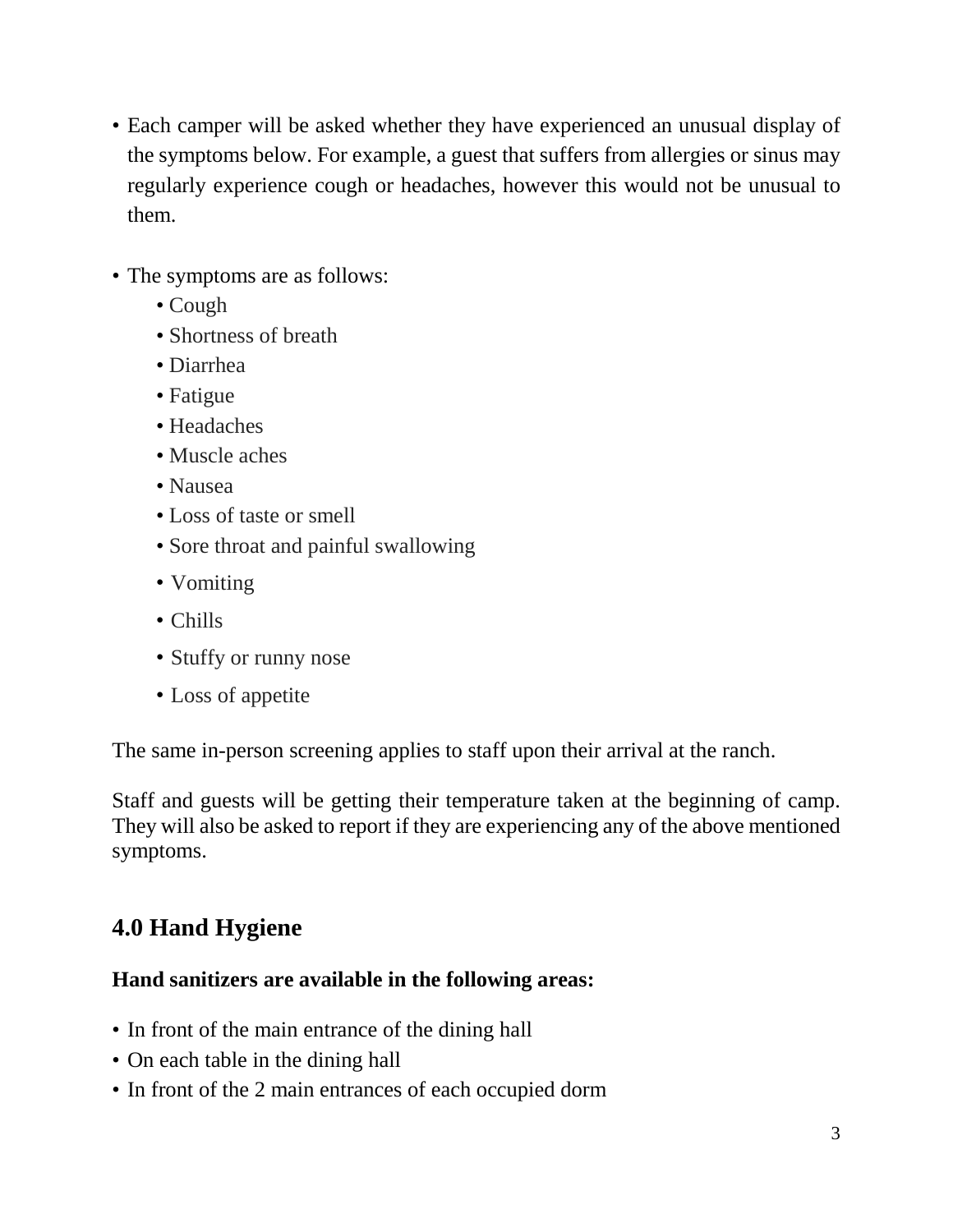- Each camper will be asked whether they have experienced an unusual display of the symptoms below. For example, a guest that suffers from allergies or sinus may regularly experience cough or headaches, however this would not be unusual to them.

- The symptoms are as follows:
  - Cough
  - Shortness of breath
  - Diarrhea
  - Fatigue
  - Headaches
  - Muscle aches
  - Nausea
  - Loss of taste or smell
  - Sore throat and painful swallowing
  - Vomiting
  - Chills
  - Stuffy or runny nose
  - Loss of appetite

The same in-person screening applies to staff upon their arrival at the ranch.

Staff and guests will be getting their temperature taken at the beginning of camp. They will also be asked to report if they are experiencing any of the above mentioned symptoms.

## 4.0 Hand Hygiene

**Hand sanitizers are available in the following areas:**

- In front of the main entrance of the dining hall
- On each table in the dining hall
- In front of the 2 main entrances of each occupied dorm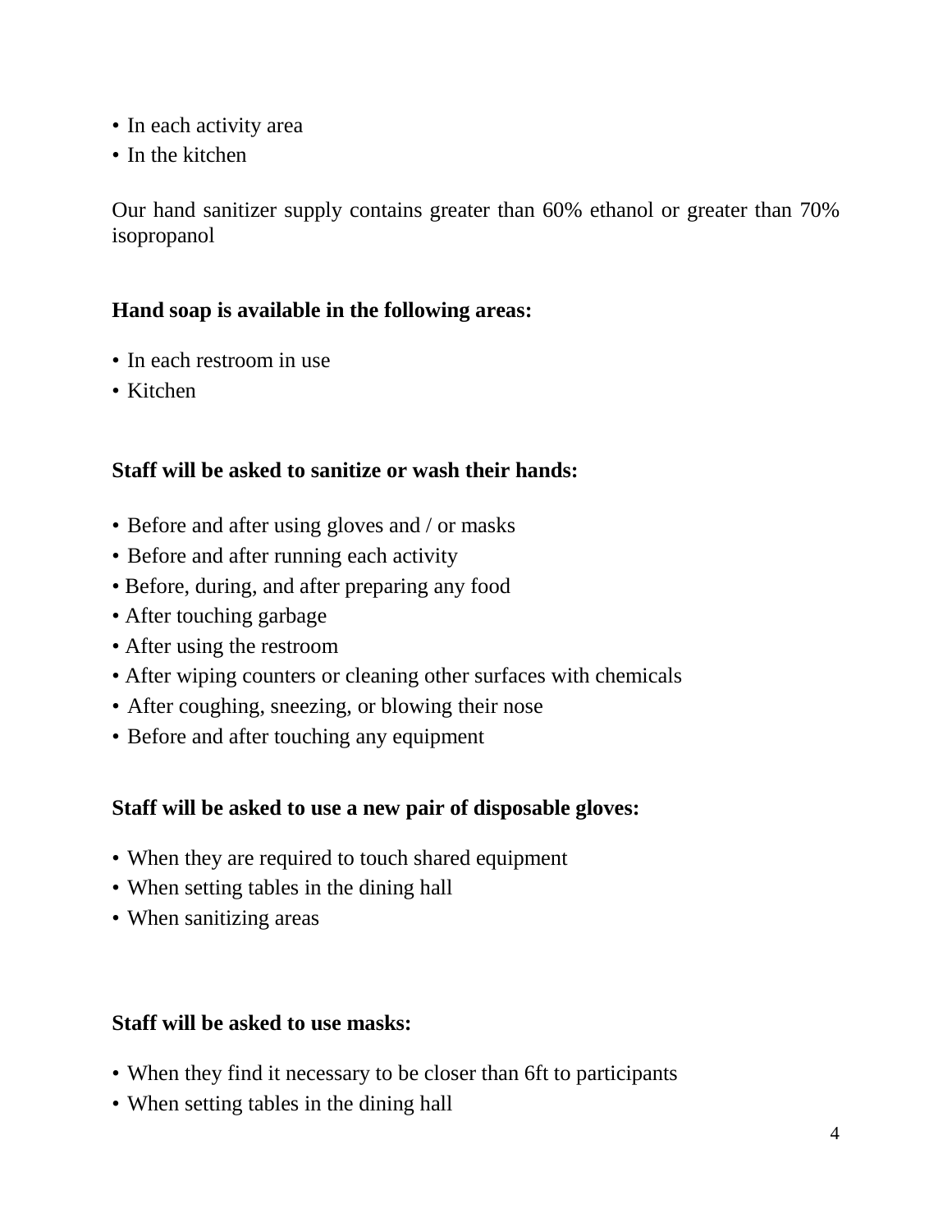- In each activity area
- In the kitchen

Our hand sanitizer supply contains greater than 60% ethanol or greater than 70% isopropanol

**Hand soap is available in the following areas:**

- In each restroom in use
- Kitchen

**Staff will be asked to sanitize or wash their hands:**

- Before and after using gloves and / or masks
- Before and after running each activity
- Before, during, and after preparing any food
- After touching garbage
- After using the restroom
- After wiping counters or cleaning other surfaces with chemicals
- After coughing, sneezing, or blowing their nose
- Before and after touching any equipment

**Staff will be asked to use a new pair of disposable gloves:**

- When they are required to touch shared equipment
- When setting tables in the dining hall
- When sanitizing areas

**Staff will be asked to use masks:**

- When they find it necessary to be closer than 6ft to participants
- When setting tables in the dining hall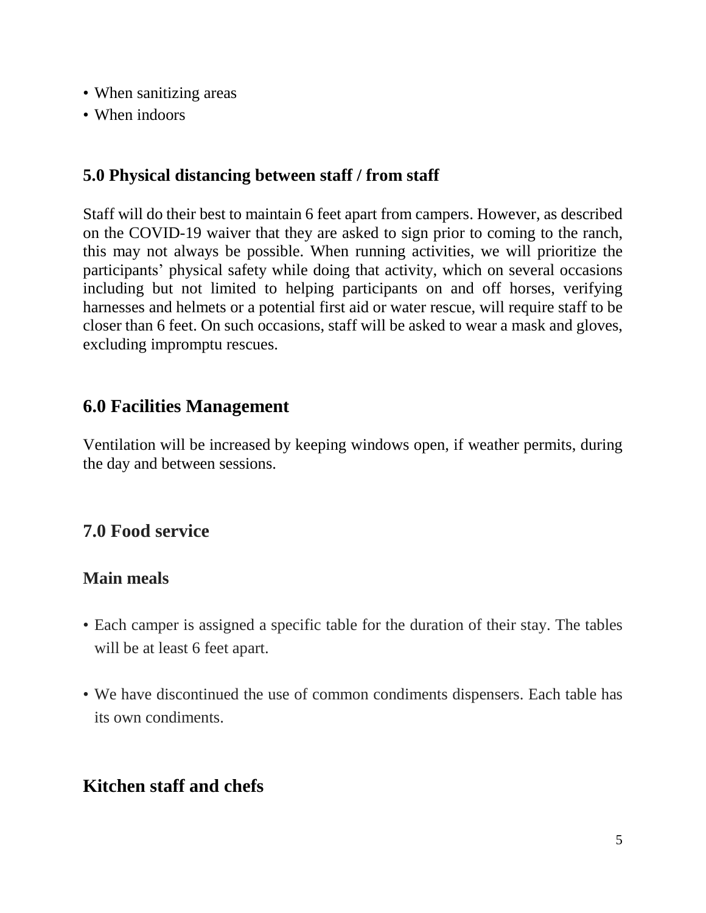- When sanitizing areas
- When indoors

### 5.0 Physical distancing between staff / from staff

Staff will do their best to maintain 6 feet apart from campers. However, as described on the COVID-19 waiver that they are asked to sign prior to coming to the ranch, this may not always be possible. When running activities, we will prioritize the participants' physical safety while doing that activity, which on several occasions including but not limited to helping participants on and off horses, verifying harnesses and helmets or a potential first aid or water rescue, will require staff to be closer than 6 feet. On such occasions, staff will be asked to wear a mask and gloves, excluding impromptu rescues.

## 6.0 Facilities Management

Ventilation will be increased by keeping windows open, if weather permits, during the day and between sessions.

## 7.0 Food service

### Main meals

- Each camper is assigned a specific table for the duration of their stay. The tables will be at least 6 feet apart.
- We have discontinued the use of common condiments dispensers. Each table has its own condiments.

## Kitchen staff and chefs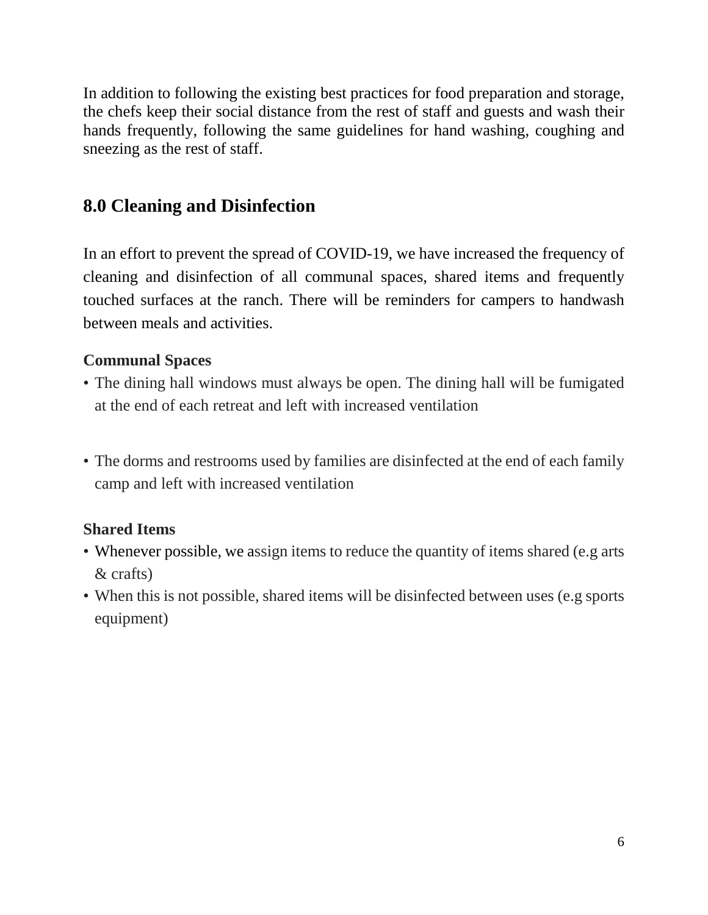In addition to following the existing best practices for food preparation and storage, the chefs keep their social distance from the rest of staff and guests and wash their hands frequently, following the same guidelines for hand washing, coughing and sneezing as the rest of staff.

## 8.0 Cleaning and Disinfection

In an effort to prevent the spread of COVID-19, we have increased the frequency of cleaning and disinfection of all communal spaces, shared items and frequently touched surfaces at the ranch. There will be reminders for campers to handwash between meals and activities.

### Communal Spaces

- The dining hall windows must always be open. The dining hall will be fumigated at the end of each retreat and left with increased ventilation

- The dorms and restrooms used by families are disinfected at the end of each family camp and left with increased ventilation

### Shared Items

- Whenever possible, we assign items to reduce the quantity of items shared (e.g arts & crafts)
- When this is not possible, shared items will be disinfected between uses (e.g sports equipment)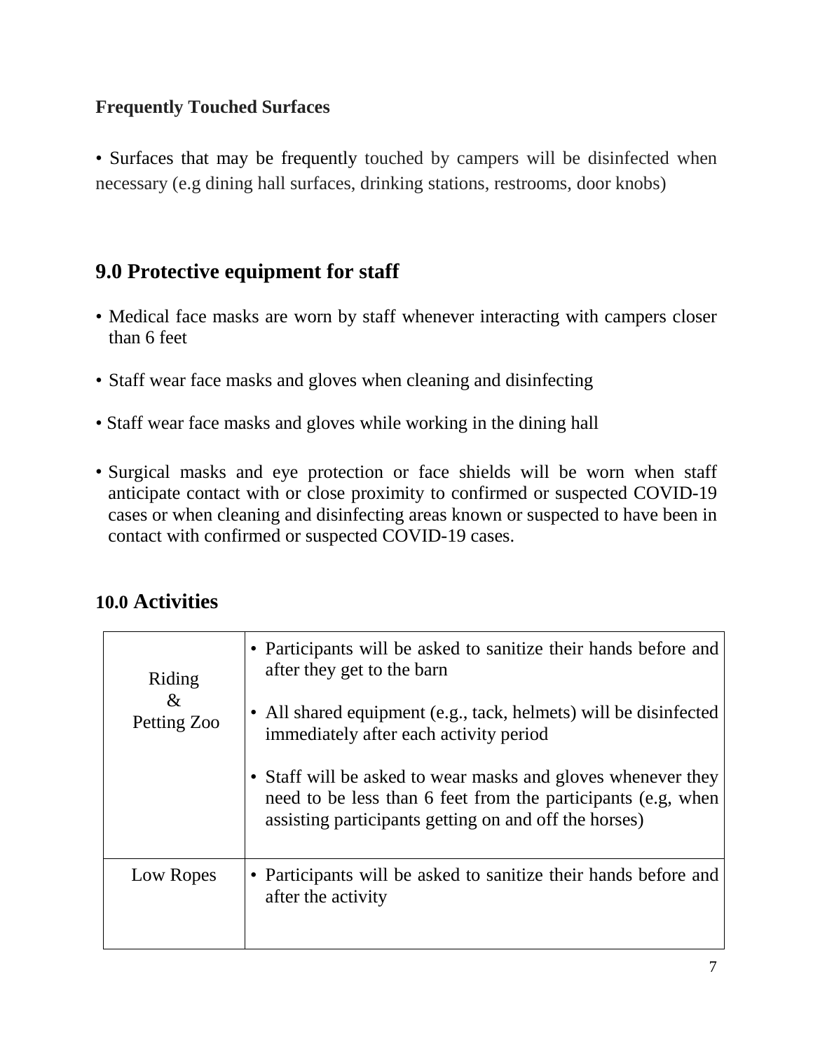**Frequently Touched Surfaces**

• Surfaces that may be frequently touched by campers will be disinfected when necessary (e.g dining hall surfaces, drinking stations, restrooms, door knobs)

## 9.0 Protective equipment for staff

- Medical face masks are worn by staff whenever interacting with campers closer than 6 feet
- Staff wear face masks and gloves when cleaning and disinfecting
- Staff wear face masks and gloves while working in the dining hall
- Surgical masks and eye protection or face shields will be worn when staff anticipate contact with or close proximity to confirmed or suspected COVID-19 cases or when cleaning and disinfecting areas known or suspected to have been in contact with confirmed or suspected COVID-19 cases.

## 10.0 Activities

| | |
|---|---|
| Riding & Petting Zoo | • Participants will be asked to sanitize their hands before and after they get to the barn<br>• All shared equipment (e.g., tack, helmets) will be disinfected immediately after each activity period<br>• Staff will be asked to wear masks and gloves whenever they need to be less than 6 feet from the participants (e.g, when assisting participants getting on and off the horses) |
| Low Ropes | • Participants will be asked to sanitize their hands before and after the activity |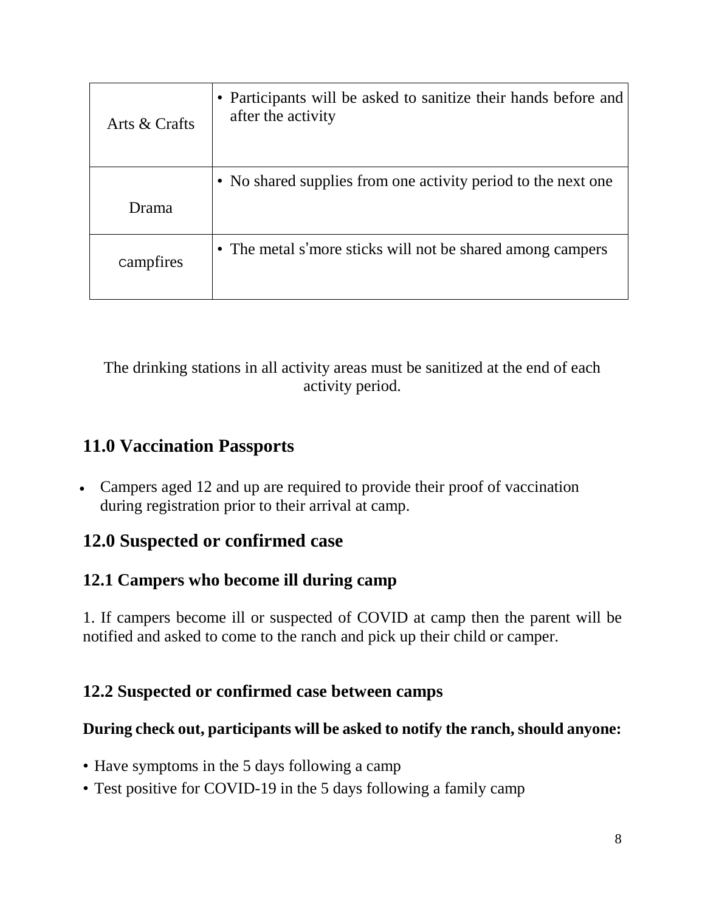| | |
|---|---|
| Arts & Crafts | • Participants will be asked to sanitize their hands before and after the activity |
| Drama | • No shared supplies from one activity period to the next one |
| campfires | • The metal s'more sticks will not be shared among campers |

The drinking stations in all activity areas must be sanitized at the end of each activity period.

## 11.0 Vaccination Passports

- Campers aged 12 and up are required to provide their proof of vaccination during registration prior to their arrival at camp.

## 12.0 Suspected or confirmed case

### 12.1 Campers who become ill during camp

1. If campers become ill or suspected of COVID at camp then the parent will be notified and asked to come to the ranch and pick up their child or camper.

### 12.2 Suspected or confirmed case between camps

**During check out, participants will be asked to notify the ranch, should anyone:**

- Have symptoms in the 5 days following a camp
- Test positive for COVID-19 in the 5 days following a family camp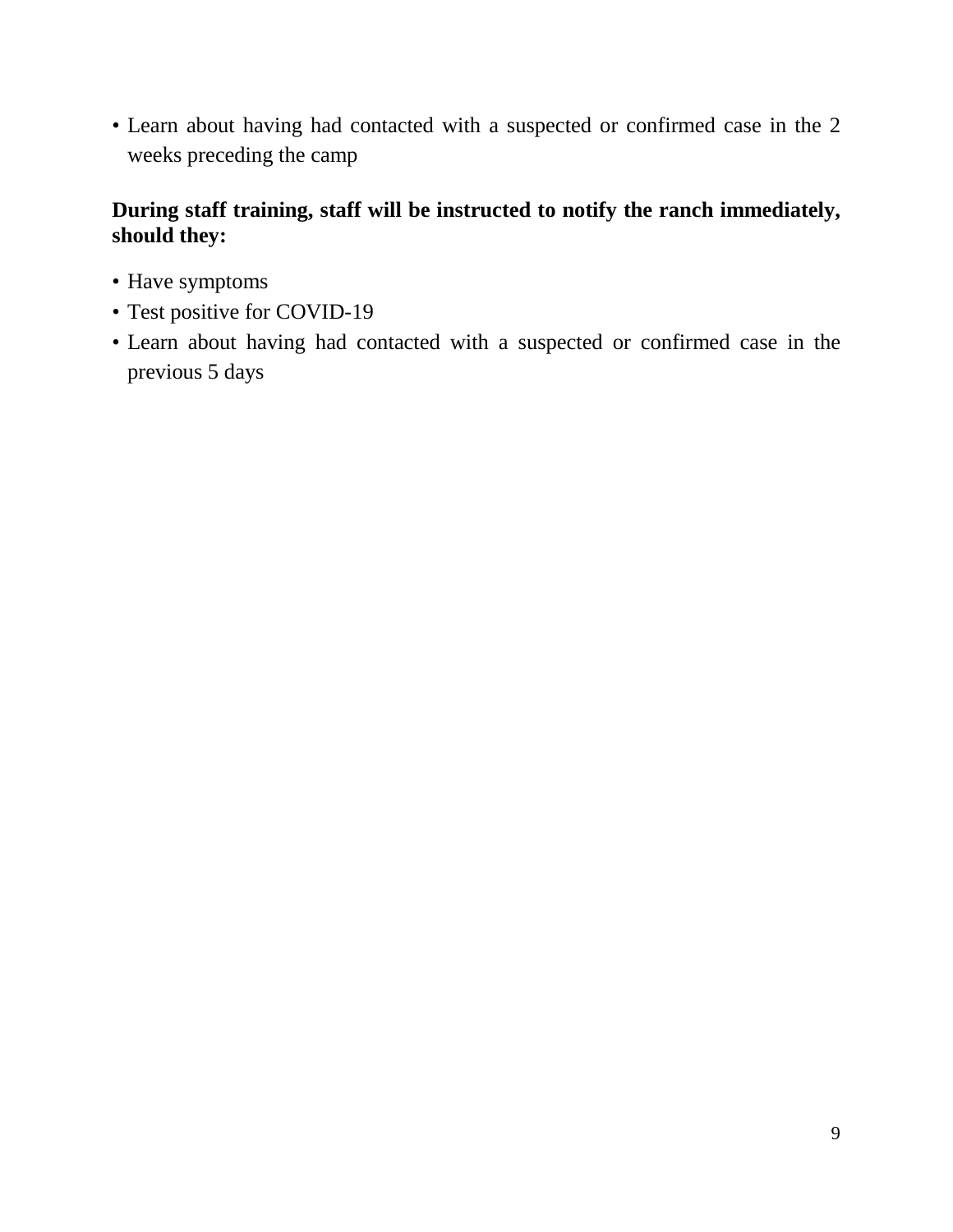- Learn about having had contacted with a suspected or confirmed case in the 2 weeks preceding the camp

**During staff training, staff will be instructed to notify the ranch immediately, should they:**

- Have symptoms
- Test positive for COVID-19
- Learn about having had contacted with a suspected or confirmed case in the previous 5 days